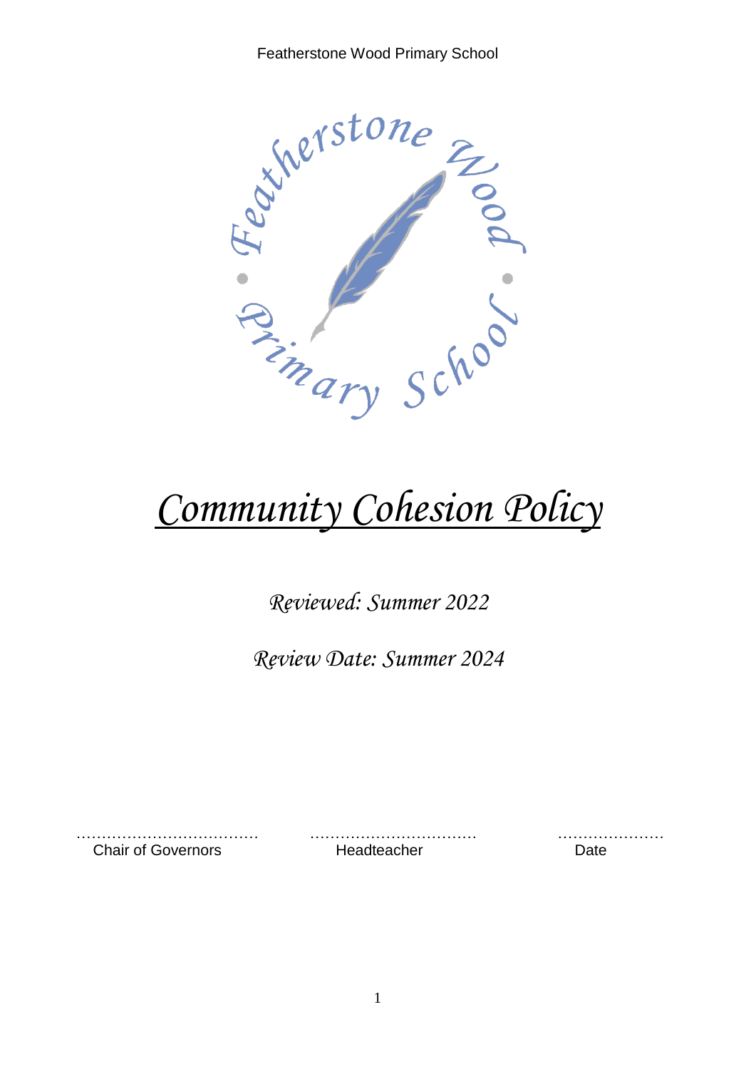# Community Cohesion Policy

*Reviewed: Summer 2022*

*Review Date: Summer 2024*

……………………………… Chair of Governors

…………………………… Headteacher

………………… Date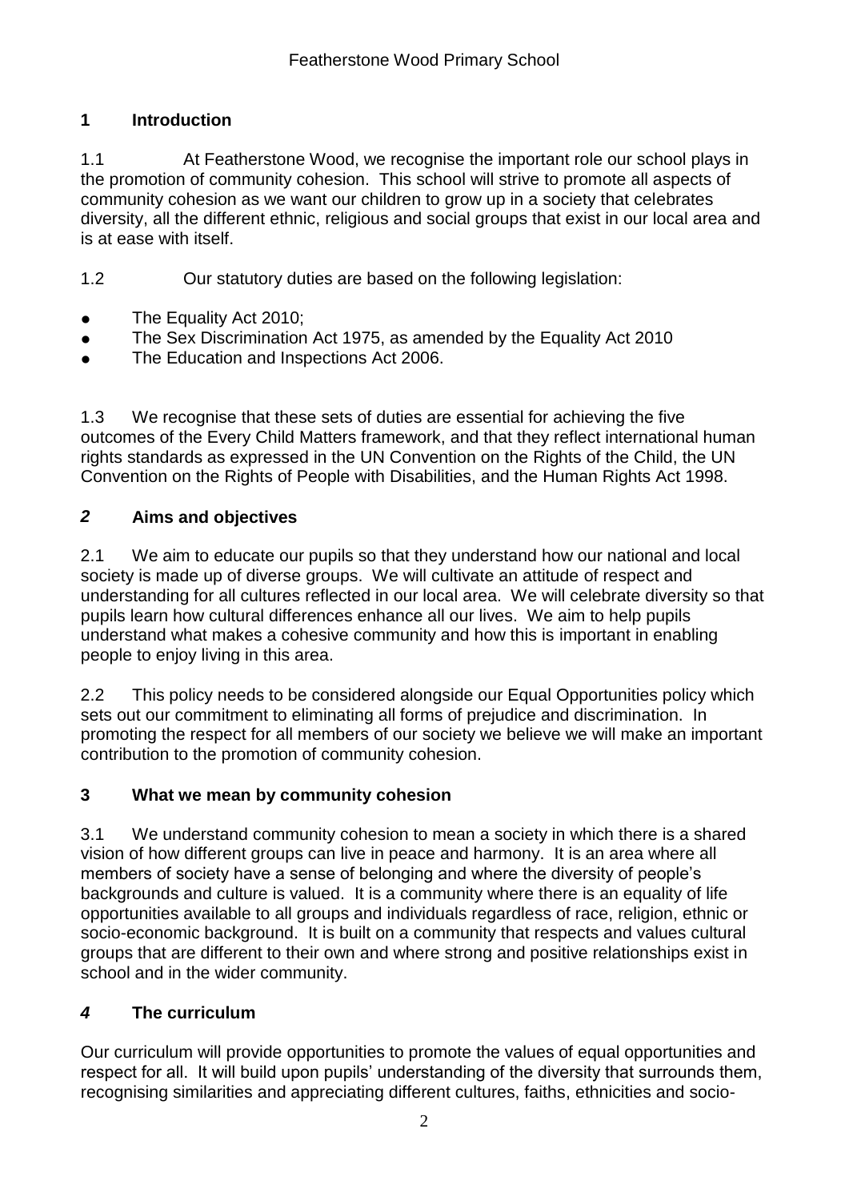## 1 Introduction

1.1 At Featherstone Wood, we recognise the important role our school plays in the promotion of community cohesion. This school will strive to promote all aspects of community cohesion as we want our children to grow up in a society that celebrates diversity, all the different ethnic, religious and social groups that exist in our local area and is at ease with itself.

1.2 Our statutory duties are based on the following legislation:

- The Equality Act 2010;
- The Sex Discrimination Act 1975, as amended by the Equality Act 2010
- The Education and Inspections Act 2006.

1.3 We recognise that these sets of duties are essential for achieving the five outcomes of the Every Child Matters framework, and that they reflect international human rights standards as expressed in the UN Convention on the Rights of the Child, the UN Convention on the Rights of People with Disabilities, and the Human Rights Act 1998.

## *2* Aims and objectives

2.1 We aim to educate our pupils so that they understand how our national and local society is made up of diverse groups. We will cultivate an attitude of respect and understanding for all cultures reflected in our local area. We will celebrate diversity so that pupils learn how cultural differences enhance all our lives. We aim to help pupils understand what makes a cohesive community and how this is important in enabling people to enjoy living in this area.

2.2 This policy needs to be considered alongside our Equal Opportunities policy which sets out our commitment to eliminating all forms of prejudice and discrimination. In promoting the respect for all members of our society we believe we will make an important contribution to the promotion of community cohesion.

## 3 What we mean by community cohesion

3.1 We understand community cohesion to mean a society in which there is a shared vision of how different groups can live in peace and harmony. It is an area where all members of society have a sense of belonging and where the diversity of people's backgrounds and culture is valued. It is a community where there is an equality of life opportunities available to all groups and individuals regardless of race, religion, ethnic or socio-economic background. It is built on a community that respects and values cultural groups that are different to their own and where strong and positive relationships exist in school and in the wider community.

## *4* The curriculum

Our curriculum will provide opportunities to promote the values of equal opportunities and respect for all. It will build upon pupils' understanding of the diversity that surrounds them, recognising similarities and appreciating different cultures, faiths, ethnicities and socio-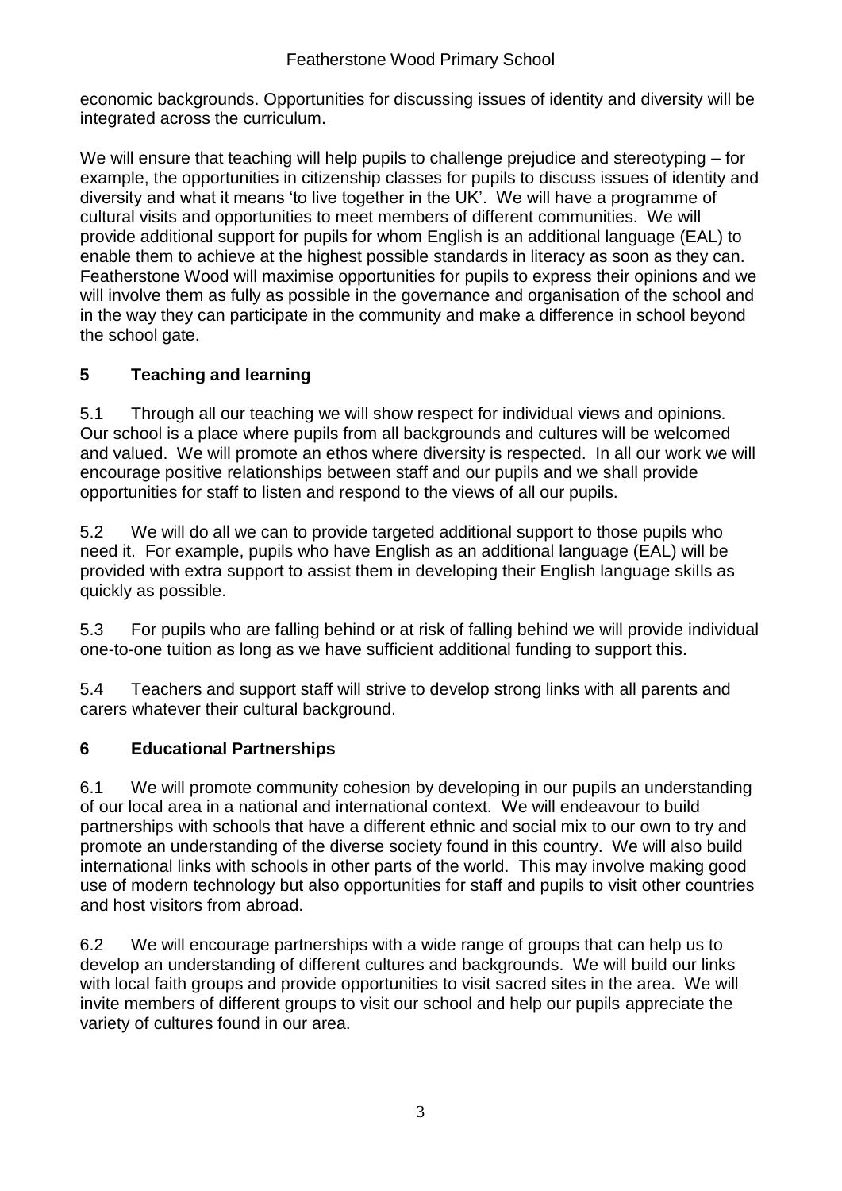economic backgrounds. Opportunities for discussing issues of identity and diversity will be integrated across the curriculum.

We will ensure that teaching will help pupils to challenge prejudice and stereotyping – for example, the opportunities in citizenship classes for pupils to discuss issues of identity and diversity and what it means 'to live together in the UK'. We will have a programme of cultural visits and opportunities to meet members of different communities. We will provide additional support for pupils for whom English is an additional language (EAL) to enable them to achieve at the highest possible standards in literacy as soon as they can. Featherstone Wood will maximise opportunities for pupils to express their opinions and we will involve them as fully as possible in the governance and organisation of the school and in the way they can participate in the community and make a difference in school beyond the school gate.

## 5 Teaching and learning

5.1 Through all our teaching we will show respect for individual views and opinions. Our school is a place where pupils from all backgrounds and cultures will be welcomed and valued. We will promote an ethos where diversity is respected. In all our work we will encourage positive relationships between staff and our pupils and we shall provide opportunities for staff to listen and respond to the views of all our pupils.

5.2 We will do all we can to provide targeted additional support to those pupils who need it. For example, pupils who have English as an additional language (EAL) will be provided with extra support to assist them in developing their English language skills as quickly as possible.

5.3 For pupils who are falling behind or at risk of falling behind we will provide individual one-to-one tuition as long as we have sufficient additional funding to support this.

5.4 Teachers and support staff will strive to develop strong links with all parents and carers whatever their cultural background.

## 6 Educational Partnerships

6.1 We will promote community cohesion by developing in our pupils an understanding of our local area in a national and international context. We will endeavour to build partnerships with schools that have a different ethnic and social mix to our own to try and promote an understanding of the diverse society found in this country. We will also build international links with schools in other parts of the world. This may involve making good use of modern technology but also opportunities for staff and pupils to visit other countries and host visitors from abroad.

6.2 We will encourage partnerships with a wide range of groups that can help us to develop an understanding of different cultures and backgrounds. We will build our links with local faith groups and provide opportunities to visit sacred sites in the area. We will invite members of different groups to visit our school and help our pupils appreciate the variety of cultures found in our area.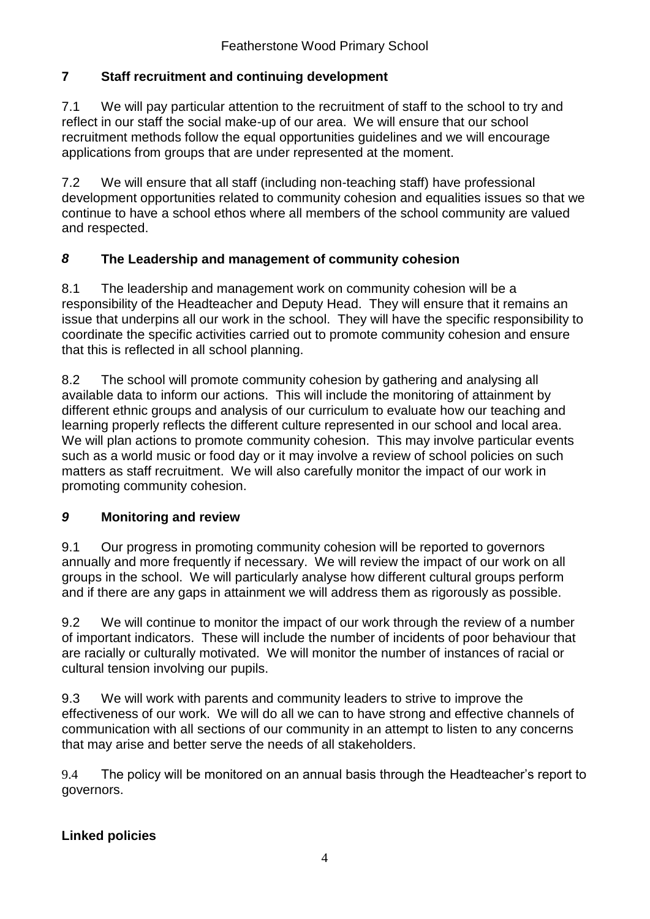## 7 Staff recruitment and continuing development

7.1 We will pay particular attention to the recruitment of staff to the school to try and reflect in our staff the social make-up of our area. We will ensure that our school recruitment methods follow the equal opportunities guidelines and we will encourage applications from groups that are under represented at the moment.

7.2 We will ensure that all staff (including non-teaching staff) have professional development opportunities related to community cohesion and equalities issues so that we continue to have a school ethos where all members of the school community are valued and respected.

## *8* The Leadership and management of community cohesion

8.1 The leadership and management work on community cohesion will be a responsibility of the Headteacher and Deputy Head. They will ensure that it remains an issue that underpins all our work in the school. They will have the specific responsibility to coordinate the specific activities carried out to promote community cohesion and ensure that this is reflected in all school planning.

8.2 The school will promote community cohesion by gathering and analysing all available data to inform our actions. This will include the monitoring of attainment by different ethnic groups and analysis of our curriculum to evaluate how our teaching and learning properly reflects the different culture represented in our school and local area. We will plan actions to promote community cohesion. This may involve particular events such as a world music or food day or it may involve a review of school policies on such matters as staff recruitment. We will also carefully monitor the impact of our work in promoting community cohesion.

## *9* Monitoring and review

9.1 Our progress in promoting community cohesion will be reported to governors annually and more frequently if necessary. We will review the impact of our work on all groups in the school. We will particularly analyse how different cultural groups perform and if there are any gaps in attainment we will address them as rigorously as possible.

9.2 We will continue to monitor the impact of our work through the review of a number of important indicators. These will include the number of incidents of poor behaviour that are racially or culturally motivated. We will monitor the number of instances of racial or cultural tension involving our pupils.

9.3 We will work with parents and community leaders to strive to improve the effectiveness of our work. We will do all we can to have strong and effective channels of communication with all sections of our community in an attempt to listen to any concerns that may arise and better serve the needs of all stakeholders.

9.4 The policy will be monitored on an annual basis through the Headteacher's report to governors.

## Linked policies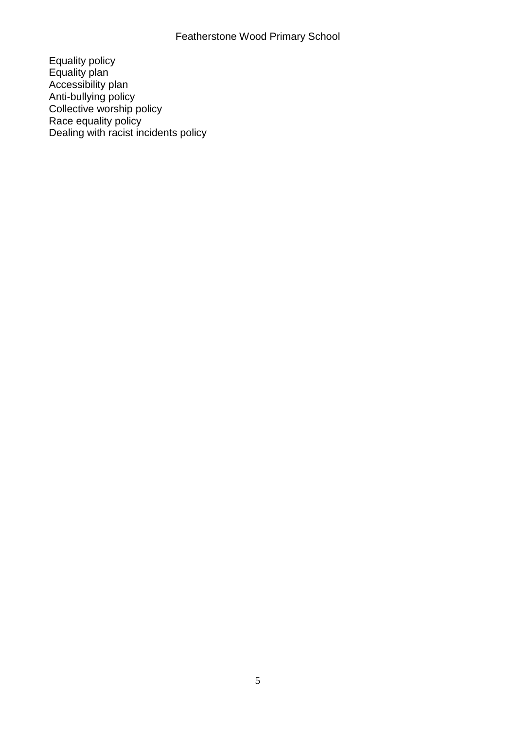Equality policy
Equality plan
Accessibility plan
Anti-bullying policy
Collective worship policy
Race equality policy
Dealing with racist incidents policy